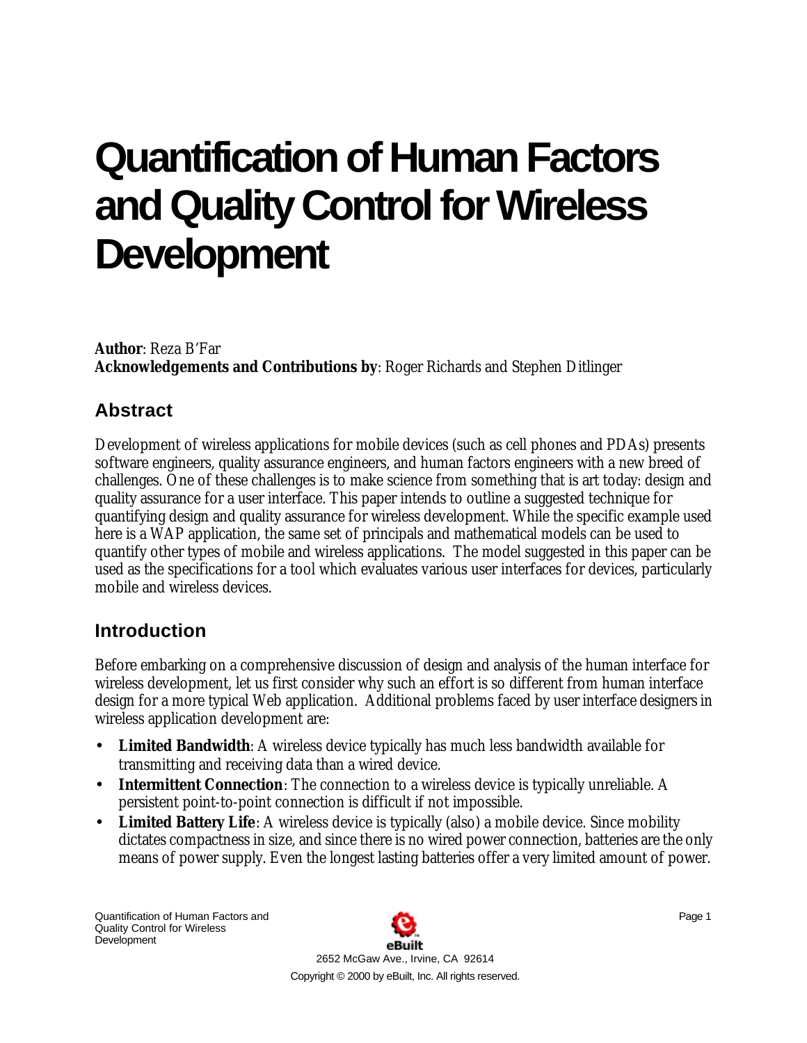# Quantification of Human Factors and Quality Control for Wireless Development

**Author**: Reza B'Far
**Acknowledgements and Contributions by**: Roger Richards and Stephen Ditlinger

## Abstract

Development of wireless applications for mobile devices (such as cell phones and PDAs) presents software engineers, quality assurance engineers, and human factors engineers with a new breed of challenges. One of these challenges is to make science from something that is art today: design and quality assurance for a user interface. This paper intends to outline a suggested technique for quantifying design and quality assurance for wireless development. While the specific example used here is a WAP application, the same set of principals and mathematical models can be used to quantify other types of mobile and wireless applications. The model suggested in this paper can be used as the specifications for a tool which evaluates various user interfaces for devices, particularly mobile and wireless devices.

## Introduction

Before embarking on a comprehensive discussion of design and analysis of the human interface for wireless development, let us first consider why such an effort is so different from human interface design for a more typical Web application. Additional problems faced by user interface designers in wireless application development are:

- **Limited Bandwidth**: A wireless device typically has much less bandwidth available for transmitting and receiving data than a wired device.
- **Intermittent Connection**: The connection to a wireless device is typically unreliable. A persistent point-to-point connection is difficult if not impossible.
- **Limited Battery Life**: A wireless device is typically (also) a mobile device. Since mobility dictates compactness in size, and since there is no wired power connection, batteries are the only means of power supply. Even the longest lasting batteries offer a very limited amount of power.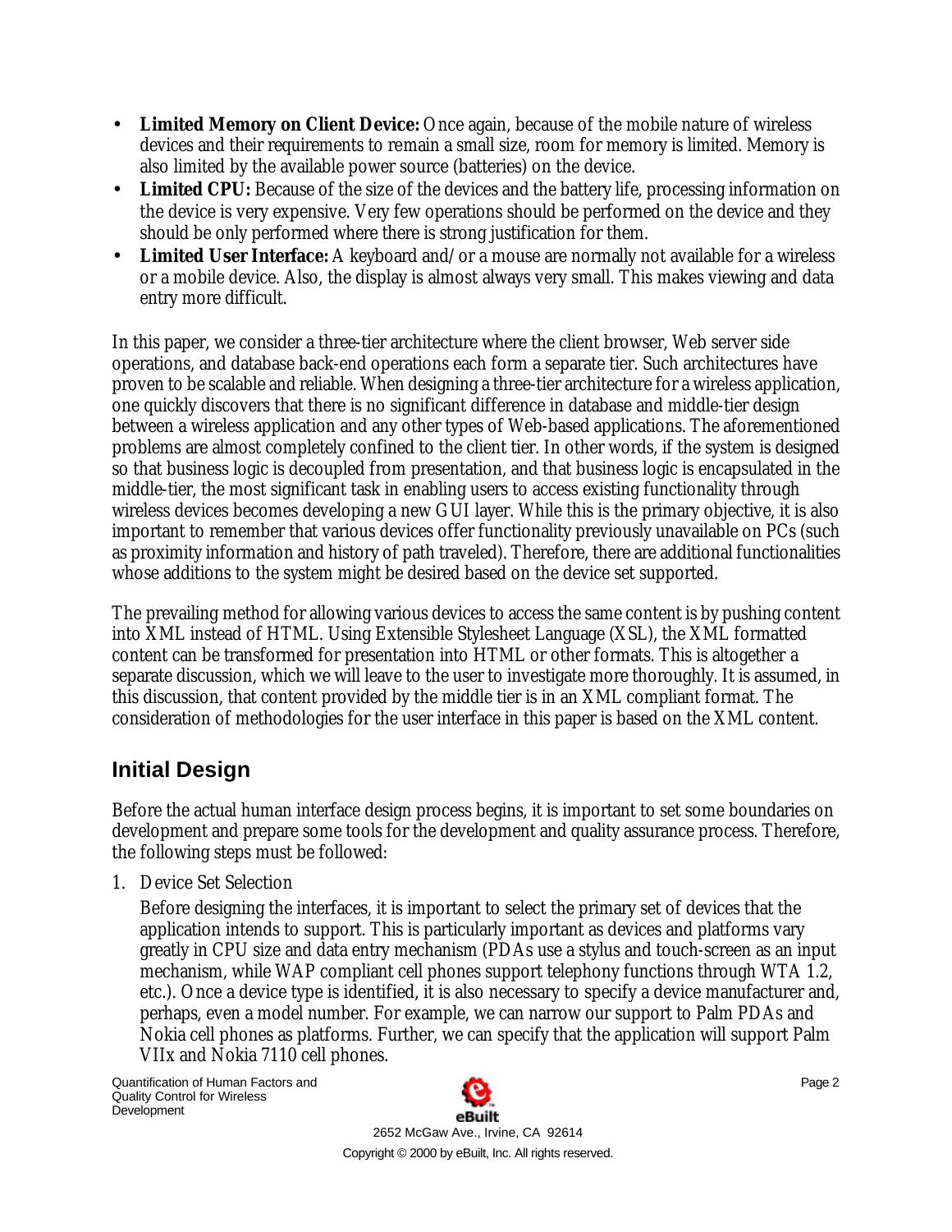- **Limited Memory on Client Device:** Once again, because of the mobile nature of wireless devices and their requirements to remain a small size, room for memory is limited. Memory is also limited by the available power source (batteries) on the device.
- **Limited CPU:** Because of the size of the devices and the battery life, processing information on the device is very expensive. Very few operations should be performed on the device and they should be only performed where there is strong justification for them.
- **Limited User Interface:** A keyboard and/or a mouse are normally not available for a wireless or a mobile device. Also, the display is almost always very small. This makes viewing and data entry more difficult.

In this paper, we consider a three-tier architecture where the client browser, Web server side operations, and database back-end operations each form a separate tier. Such architectures have proven to be scalable and reliable. When designing a three-tier architecture for a wireless application, one quickly discovers that there is no significant difference in database and middle-tier design between a wireless application and any other types of Web-based applications. The aforementioned problems are almost completely confined to the client tier. In other words, if the system is designed so that business logic is decoupled from presentation, and that business logic is encapsulated in the middle-tier, the most significant task in enabling users to access existing functionality through wireless devices becomes developing a new GUI layer. While this is the primary objective, it is also important to remember that various devices offer functionality previously unavailable on PCs (such as proximity information and history of path traveled). Therefore, there are additional functionalities whose additions to the system might be desired based on the device set supported.

The prevailing method for allowing various devices to access the same content is by pushing content into XML instead of HTML. Using Extensible Stylesheet Language (XSL), the XML formatted content can be transformed for presentation into HTML or other formats. This is altogether a separate discussion, which we will leave to the user to investigate more thoroughly. It is assumed, in this discussion, that content provided by the middle tier is in an XML compliant format. The consideration of methodologies for the user interface in this paper is based on the XML content.

## Initial Design

Before the actual human interface design process begins, it is important to set some boundaries on development and prepare some tools for the development and quality assurance process. Therefore, the following steps must be followed:

1. Device Set Selection

   Before designing the interfaces, it is important to select the primary set of devices that the application intends to support. This is particularly important as devices and platforms vary greatly in CPU size and data entry mechanism (PDAs use a stylus and touch-screen as an input mechanism, while WAP compliant cell phones support telephony functions through WTA 1.2, etc.). Once a device type is identified, it is also necessary to specify a device manufacturer and, perhaps, even a model number. For example, we can narrow our support to Palm PDAs and Nokia cell phones as platforms. Further, we can specify that the application will support Palm VIIx and Nokia 7110 cell phones.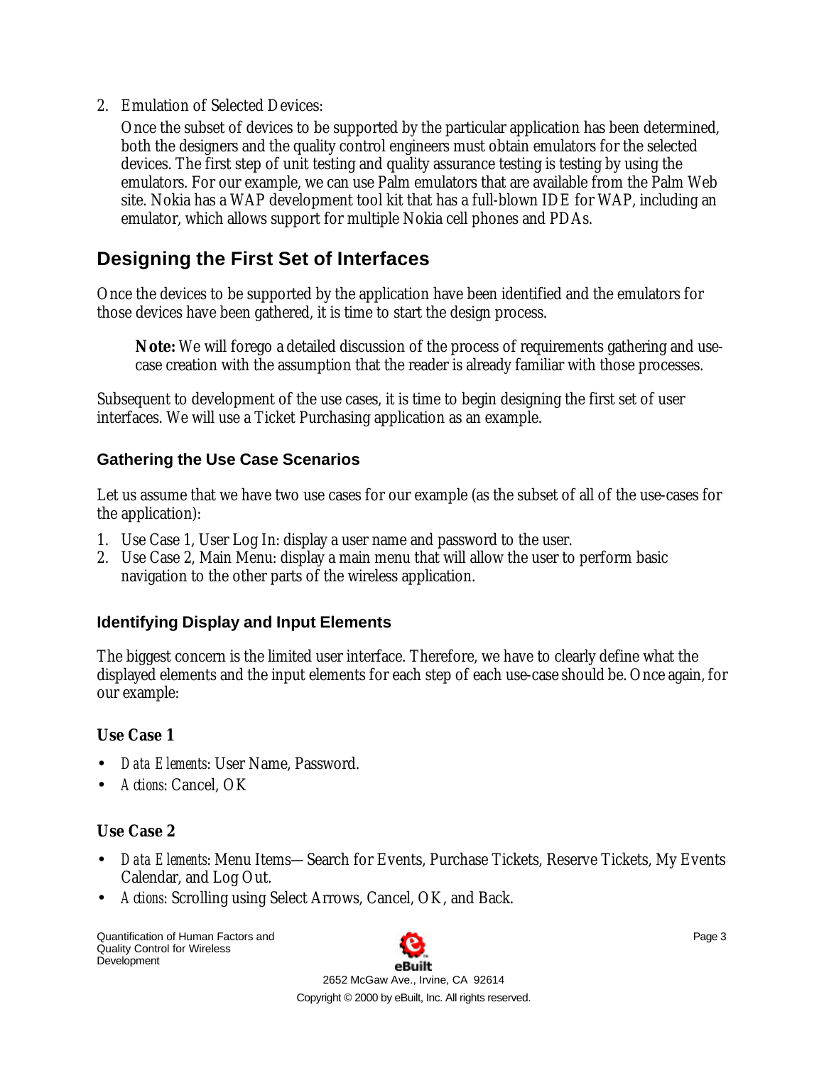2. Emulation of Selected Devices:

   Once the subset of devices to be supported by the particular application has been determined, both the designers and the quality control engineers must obtain emulators for the selected devices. The first step of unit testing and quality assurance testing is testing by using the emulators. For our example, we can use Palm emulators that are available from the Palm Web site. Nokia has a WAP development tool kit that has a full-blown IDE for WAP, including an emulator, which allows support for multiple Nokia cell phones and PDAs.

## Designing the First Set of Interfaces

Once the devices to be supported by the application have been identified and the emulators for those devices have been gathered, it is time to start the design process.

> **Note:** We will forego a detailed discussion of the process of requirements gathering and use-case creation with the assumption that the reader is already familiar with those processes.

Subsequent to development of the use cases, it is time to begin designing the first set of user interfaces. We will use a Ticket Purchasing application as an example.

### Gathering the Use Case Scenarios

Let us assume that we have two use cases for our example (as the subset of all of the use-cases for the application):

1. Use Case 1, User Log In: display a user name and password to the user.
2. Use Case 2, Main Menu: display a main menu that will allow the user to perform basic navigation to the other parts of the wireless application.

### Identifying Display and Input Elements

The biggest concern is the limited user interface. Therefore, we have to clearly define what the displayed elements and the input elements for each step of each use-case should be. Once again, for our example:

**Use Case 1**

- *Data Elements*: User Name, Password.
- *Actions*: Cancel, OK

**Use Case 2**

- *Data Elements*: Menu Items—Search for Events, Purchase Tickets, Reserve Tickets, My Events Calendar, and Log Out.
- *Actions*: Scrolling using Select Arrows, Cancel, OK, and Back.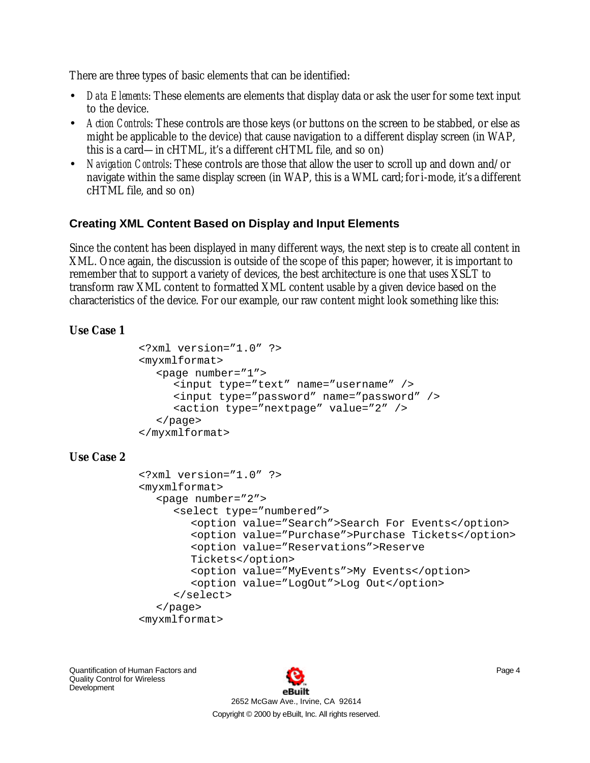There are three types of basic elements that can be identified:

- *Data Elements*: These elements are elements that display data or ask the user for some text input to the device.
- *Action Controls*: These controls are those keys (or buttons on the screen to be stabbed, or else as might be applicable to the device) that cause navigation to a different display screen (in WAP, this is a card—in cHTML, it's a different cHTML file, and so on)
- *Navigation Controls*: These controls are those that allow the user to scroll up and down and/or navigate within the same display screen (in WAP, this is a WML card; for i-mode, it's a different cHTML file, and so on)

### Creating XML Content Based on Display and Input Elements

Since the content has been displayed in many different ways, the next step is to create all content in XML. Once again, the discussion is outside of the scope of this paper; however, it is important to remember that to support a variety of devices, the best architecture is one that uses XSLT to transform raw XML content to formatted XML content usable by a given device based on the characteristics of the device. For our example, our raw content might look something like this:

**Use Case 1**

```
<?xml version="1.0" ?>
<myxmlformat>
   <page number="1">
      <input type="text" name="username" />
      <input type="password" name="password" />
      <action type="nextpage" value="2" />
   </page>
</myxmlformat>
```

**Use Case 2**

```
<?xml version="1.0" ?>
<myxmlformat>
   <page number="2">
      <select type="numbered">
         <option value="Search">Search For Events</option>
         <option value="Purchase">Purchase Tickets</option>
         <option value="Reservations">Reserve
         Tickets</option>
         <option value="MyEvents">My Events</option>
         <option value="LogOut">Log Out</option>
      </select>
   </page>
<myxmlformat>
```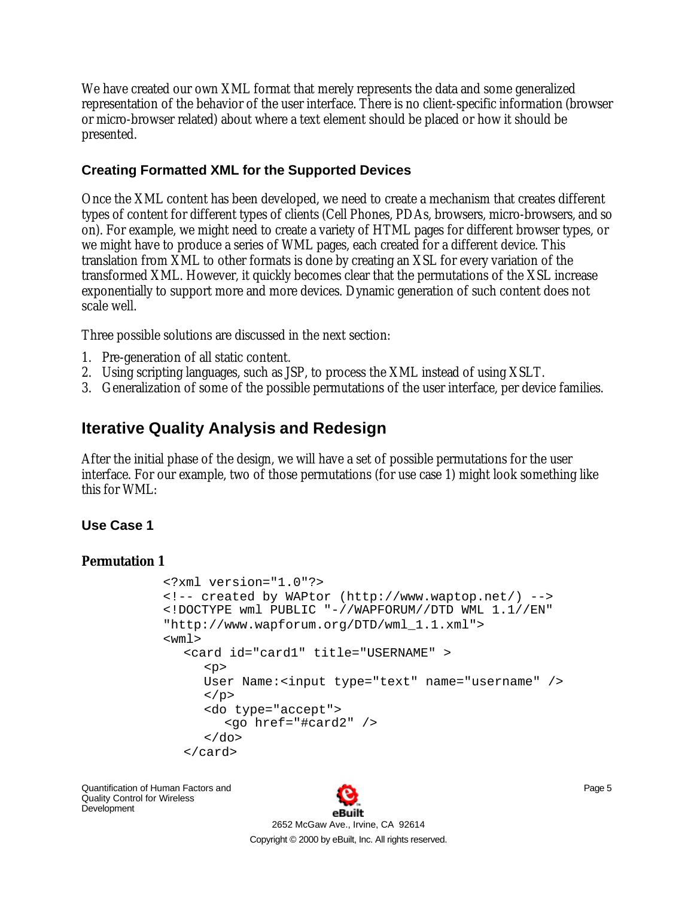We have created our own XML format that merely represents the data and some generalized representation of the behavior of the user interface. There is no client-specific information (browser or micro-browser related) about where a text element should be placed or how it should be presented.

### Creating Formatted XML for the Supported Devices

Once the XML content has been developed, we need to create a mechanism that creates different types of content for different types of clients (Cell Phones, PDAs, browsers, micro-browsers, and so on). For example, we might need to create a variety of HTML pages for different browser types, or we might have to produce a series of WML pages, each created for a different device. This translation from XML to other formats is done by creating an XSL for every variation of the transformed XML. However, it quickly becomes clear that the permutations of the XSL increase exponentially to support more and more devices. Dynamic generation of such content does not scale well.

Three possible solutions are discussed in the next section:

1. Pre-generation of all static content.
2. Using scripting languages, such as JSP, to process the XML instead of using XSLT.
3. Generalization of some of the possible permutations of the user interface, per device families.

## Iterative Quality Analysis and Redesign

After the initial phase of the design, we will have a set of possible permutations for the user interface. For our example, two of those permutations (for use case 1) might look something like this for WML:

### Use Case 1

**Permutation 1**

```
<?xml version="1.0"?>
<!-- created by WAPtor (http://www.waptop.net/) -->
<!DOCTYPE wml PUBLIC "-//WAPFORUM//DTD WML 1.1//EN"
"http://www.wapforum.org/DTD/wml_1.1.xml">
<wml>
   <card id="card1" title="USERNAME" >
      <p>
      User Name:<input type="text" name="username" />
      </p>
      <do type="accept">
         <go href="#card2" />
      </do>
   </card>
```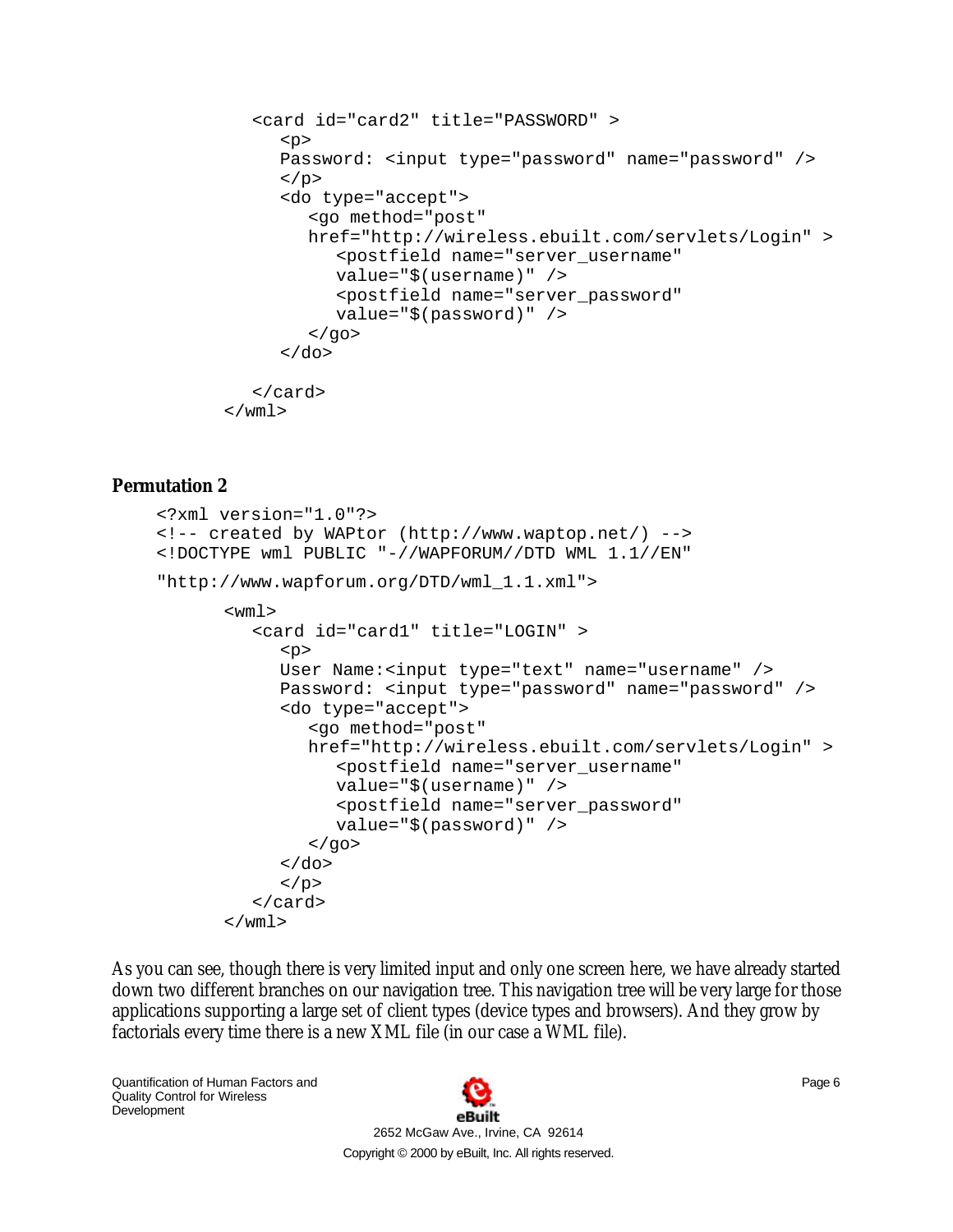```
      <card id="card2" title="PASSWORD" >
         <p>
         Password: <input type="password" name="password" />
         </p>
         <do type="accept">
            <go method="post"
            href="http://wireless.ebuilt.com/servlets/Login" >
               <postfield name="server_username"
               value="$(username)" />
               <postfield name="server_password"
               value="$(password)" />
            </go>
         </do>

      </card>
   </wml>
```

**Permutation 2**

```
<?xml version="1.0"?>
<!-- created by WAPtor (http://www.waptop.net/) -->
<!DOCTYPE wml PUBLIC "-//WAPFORUM//DTD WML 1.1//EN"
"http://www.wapforum.org/DTD/wml_1.1.xml">
   <wml>
      <card id="card1" title="LOGIN" >
         <p>
         User Name:<input type="text" name="username" />
         Password: <input type="password" name="password" />
         <do type="accept">
            <go method="post"
            href="http://wireless.ebuilt.com/servlets/Login" >
               <postfield name="server_username"
               value="$(username)" />
               <postfield name="server_password"
               value="$(password)" />
            </go>
         </do>
         </p>
      </card>
   </wml>
```

As you can see, though there is very limited input and only one screen here, we have already started down two different branches on our navigation tree. This navigation tree will be very large for those applications supporting a large set of client types (device types and browsers). And they grow by factorials every time there is a new XML file (in our case a WML file).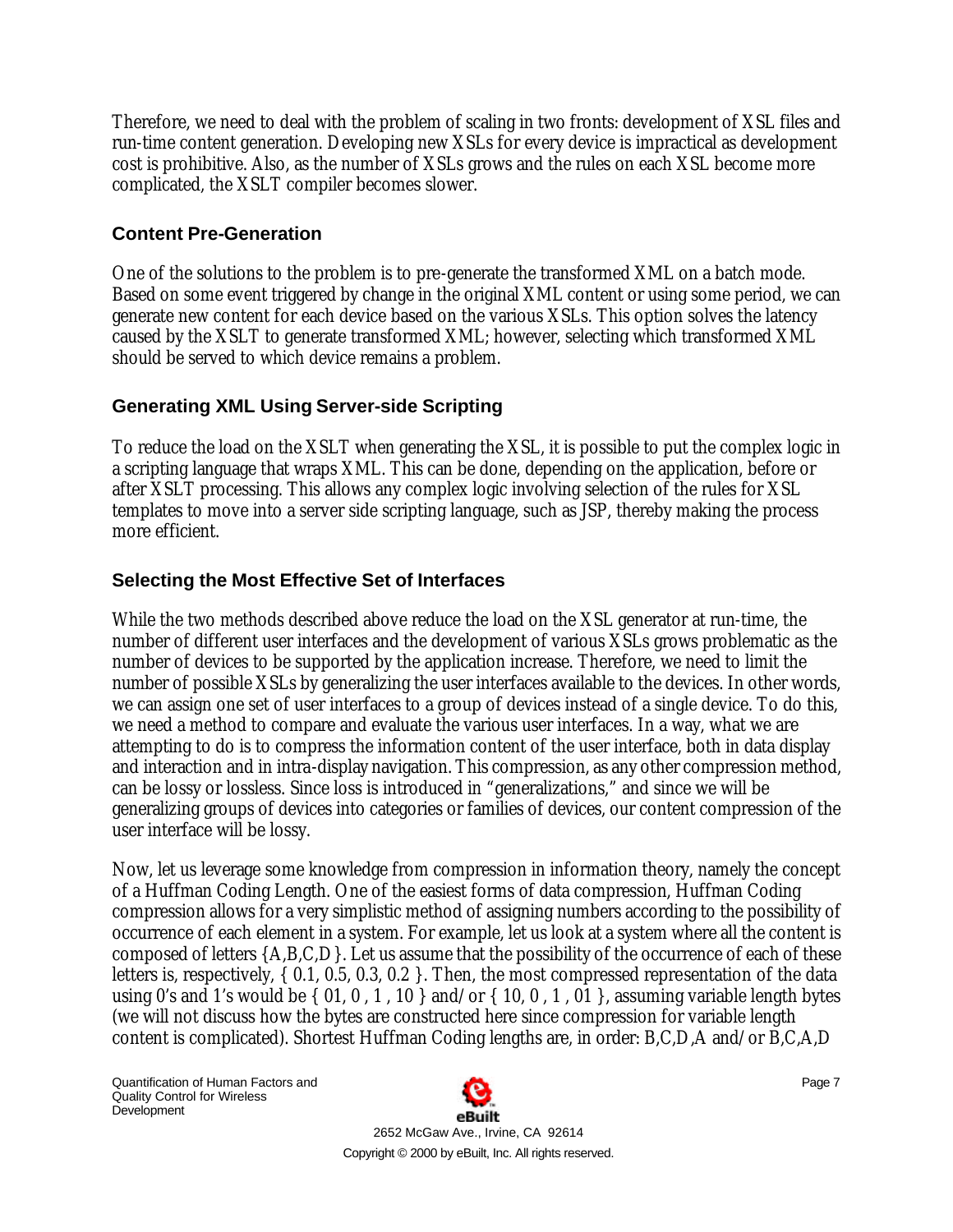Therefore, we need to deal with the problem of scaling in two fronts: development of XSL files and run-time content generation. Developing new XSLs for every device is impractical as development cost is prohibitive. Also, as the number of XSLs grows and the rules on each XSL become more complicated, the XSLT compiler becomes slower.

### Content Pre-Generation

One of the solutions to the problem is to pre-generate the transformed XML on a batch mode. Based on some event triggered by change in the original XML content or using some period, we can generate new content for each device based on the various XSLs. This option solves the latency caused by the XSLT to generate transformed XML; however, selecting which transformed XML should be served to which device remains a problem.

### Generating XML Using Server-side Scripting

To reduce the load on the XSLT when generating the XSL, it is possible to put the complex logic in a scripting language that wraps XML. This can be done, depending on the application, before or after XSLT processing. This allows any complex logic involving selection of the rules for XSL templates to move into a server side scripting language, such as JSP, thereby making the process more efficient.

### Selecting the Most Effective Set of Interfaces

While the two methods described above reduce the load on the XSL generator at run-time, the number of different user interfaces and the development of various XSLs grows problematic as the number of devices to be supported by the application increase. Therefore, we need to limit the number of possible XSLs by generalizing the user interfaces available to the devices. In other words, we can assign one set of user interfaces to a group of devices instead of a single device. To do this, we need a method to compare and evaluate the various user interfaces. In a way, what we are attempting to do is to compress the information content of the user interface, both in data display and interaction and in intra-display navigation. This compression, as any other compression method, can be lossy or lossless. Since loss is introduced in "generalizations," and since we will be generalizing groups of devices into categories or families of devices, our content compression of the user interface will be lossy.

Now, let us leverage some knowledge from compression in information theory, namely the concept of a Huffman Coding Length. One of the easiest forms of data compression, Huffman Coding compression allows for a very simplistic method of assigning numbers according to the possibility of occurrence of each element in a system. For example, let us look at a system where all the content is composed of letters {A,B,C,D}. Let us assume that the possibility of the occurrence of each of these letters is, respectively, { 0.1, 0.5, 0.3, 0.2 }. Then, the most compressed representation of the data using 0's and 1's would be { 01, 0 , 1 , 10 } and/or { 10, 0 , 1 , 01 }, assuming variable length bytes (we will not discuss how the bytes are constructed here since compression for variable length content is complicated). Shortest Huffman Coding lengths are, in order: B,C,D,A and/or B,C,A,D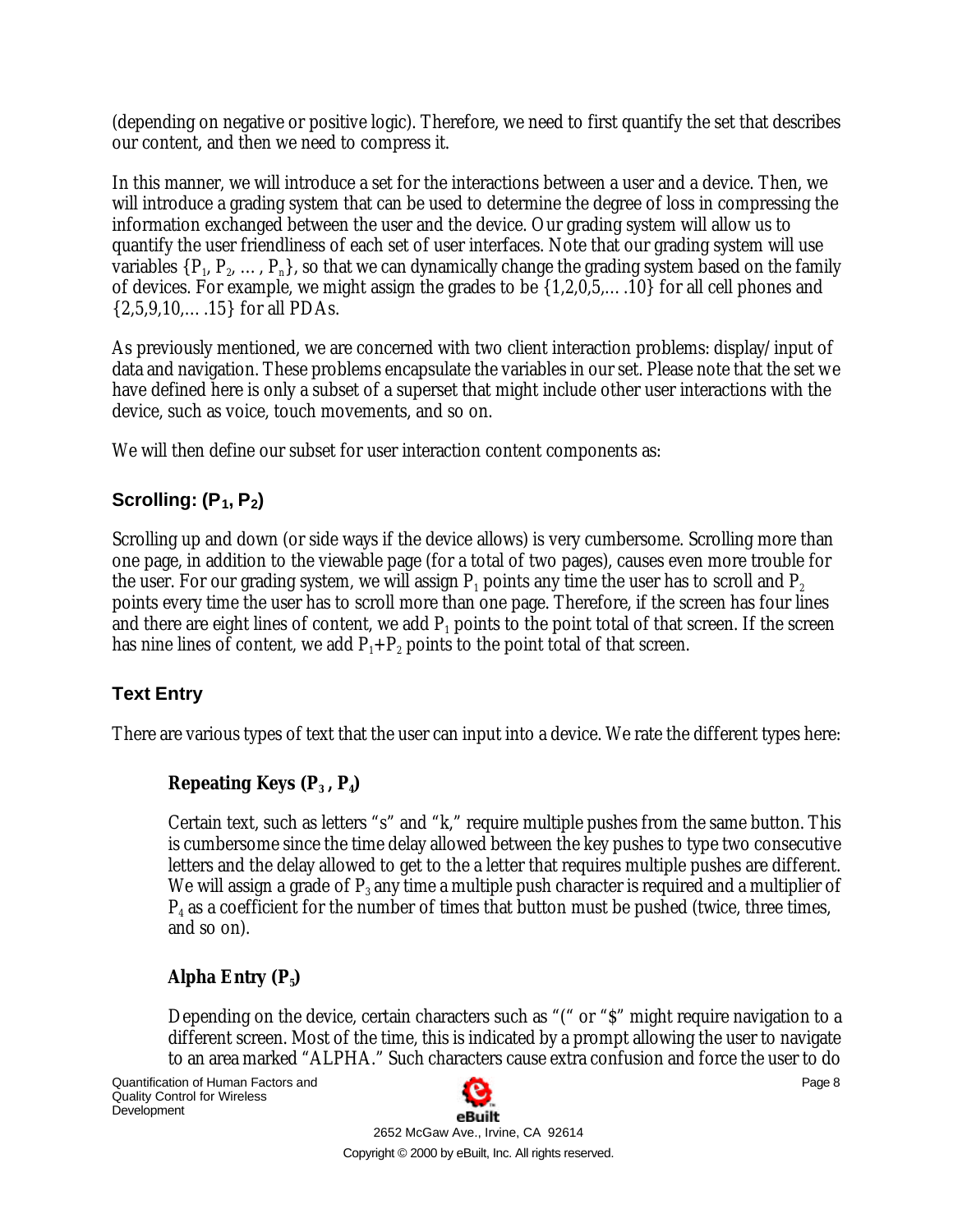(depending on negative or positive logic). Therefore, we need to first quantify the set that describes our content, and then we need to compress it.

In this manner, we will introduce a set for the interactions between a user and a device. Then, we will introduce a grading system that can be used to determine the degree of loss in compressing the information exchanged between the user and the device. Our grading system will allow us to quantify the user friendliness of each set of user interfaces. Note that our grading system will use variables $\{P_1, P_2, \ldots, P_n\}$, so that we can dynamically change the grading system based on the family of devices. For example, we might assign the grades to be {1,2,0,5,… .10} for all cell phones and {2,5,9,10,… .15} for all PDAs.

As previously mentioned, we are concerned with two client interaction problems: display/input of data and navigation. These problems encapsulate the variables in our set. Please note that the set we have defined here is only a subset of a superset that might include other user interactions with the device, such as voice, touch movements, and so on.

We will then define our subset for user interaction content components as:

### Scrolling: ($P_1$, $P_2$)

Scrolling up and down (or side ways if the device allows) is very cumbersome. Scrolling more than one page, in addition to the viewable page (for a total of two pages), causes even more trouble for the user. For our grading system, we will assign $P_1$ points any time the user has to scroll and $P_2$ points every time the user has to scroll more than one page. Therefore, if the screen has four lines and there are eight lines of content, we add $P_1$ points to the point total of that screen. If the screen has nine lines of content, we add $P_1$+$P_2$ points to the point total of that screen.

### Text Entry

There are various types of text that the user can input into a device. We rate the different types here:

#### Repeating Keys ($P_3$ , $P_4$)

Certain text, such as letters "s" and "k," require multiple pushes from the same button. This is cumbersome since the time delay allowed between the key pushes to type two consecutive letters and the delay allowed to get to the a letter that requires multiple pushes are different. We will assign a grade of $P_3$ any time a multiple push character is required and a multiplier of $P_4$ as a coefficient for the number of times that button must be pushed (twice, three times, and so on).

#### Alpha Entry ($P_5$)

Depending on the device, certain characters such as "(" or "$" might require navigation to a different screen. Most of the time, this is indicated by a prompt allowing the user to navigate to an area marked "ALPHA." Such characters cause extra confusion and force the user to do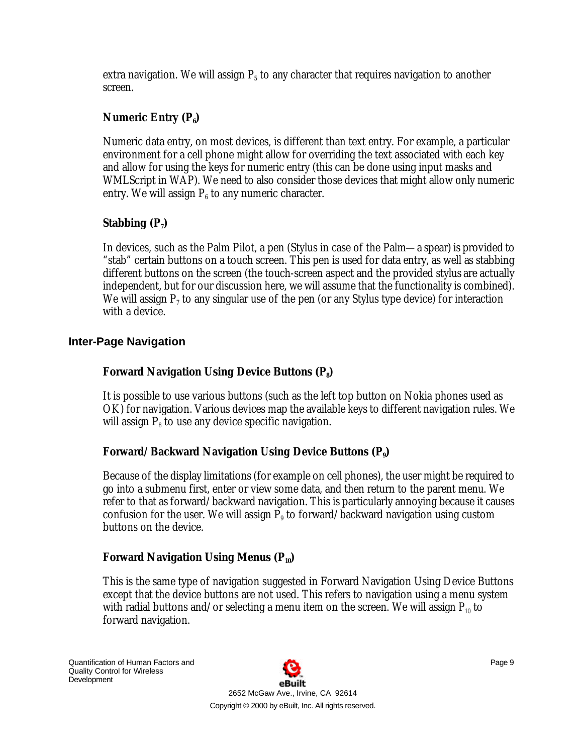extra navigation. We will assign $P_5$ to any character that requires navigation to another screen.

### Numeric Entry ($P_6$)

Numeric data entry, on most devices, is different than text entry. For example, a particular environment for a cell phone might allow for overriding the text associated with each key and allow for using the keys for numeric entry (this can be done using input masks and WMLScript in WAP). We need to also consider those devices that might allow only numeric entry. We will assign $P_6$ to any numeric character.

### Stabbing ($P_7$)

In devices, such as the Palm Pilot, a pen (Stylus in case of the Palm—a spear) is provided to "stab" certain buttons on a touch screen. This pen is used for data entry, as well as stabbing different buttons on the screen (the touch-screen aspect and the provided stylus are actually independent, but for our discussion here, we will assume that the functionality is combined). We will assign $P_7$ to any singular use of the pen (or any Stylus type device) for interaction with a device.

## Inter-Page Navigation

### Forward Navigation Using Device Buttons ($P_8$)

It is possible to use various buttons (such as the left top button on Nokia phones used as OK) for navigation. Various devices map the available keys to different navigation rules. We will assign $P_8$ to use any device specific navigation.

### Forward/Backward Navigation Using Device Buttons ($P_9$)

Because of the display limitations (for example on cell phones), the user might be required to go into a submenu first, enter or view some data, and then return to the parent menu. We refer to that as forward/backward navigation. This is particularly annoying because it causes confusion for the user. We will assign $P_9$ to forward/backward navigation using custom buttons on the device.

### Forward Navigation Using Menus ($P_{10}$)

This is the same type of navigation suggested in Forward Navigation Using Device Buttons except that the device buttons are not used. This refers to navigation using a menu system with radial buttons and/or selecting a menu item on the screen. We will assign $P_{10}$ to forward navigation.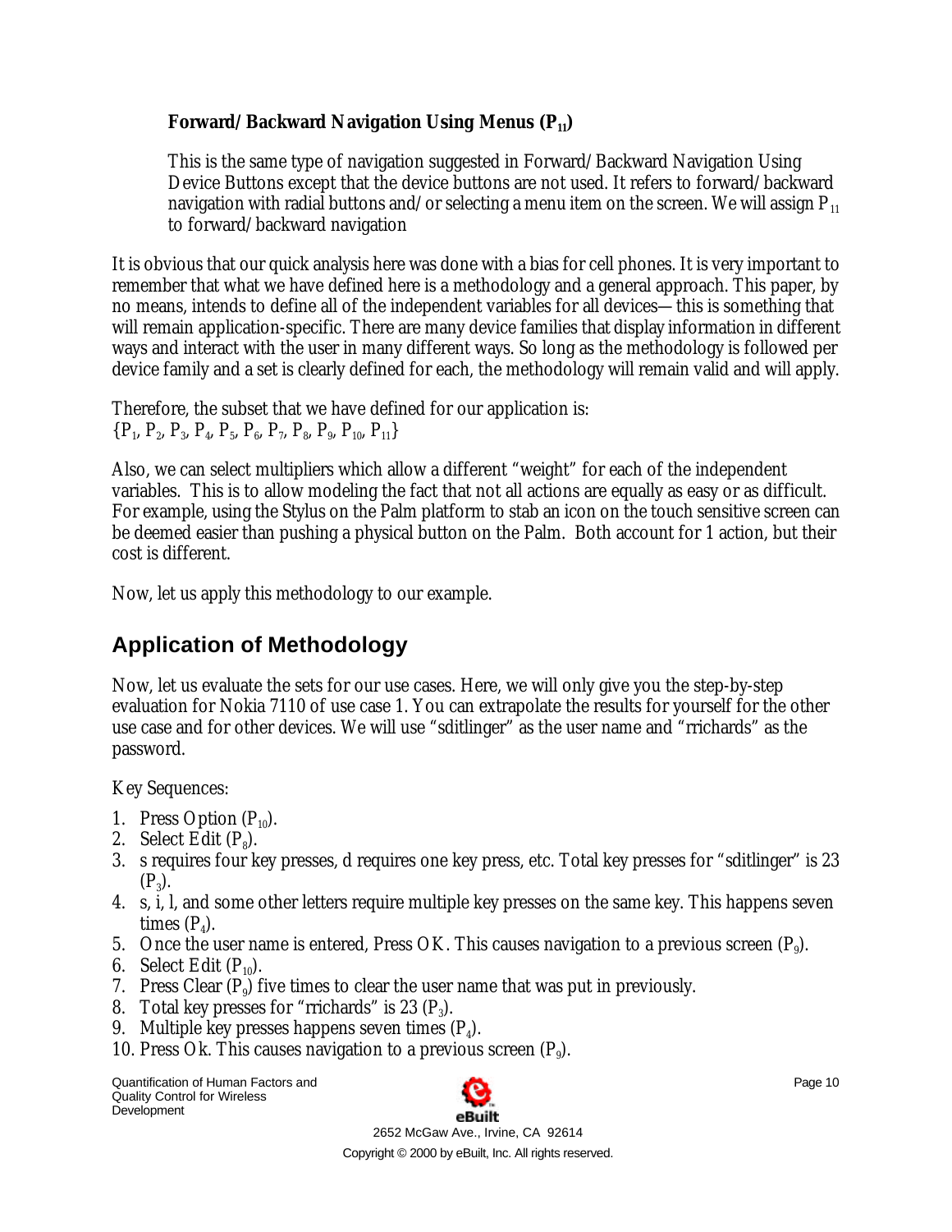### Forward/Backward Navigation Using Menus ($P_{11}$)

This is the same type of navigation suggested in Forward/Backward Navigation Using Device Buttons except that the device buttons are not used. It refers to forward/backward navigation with radial buttons and/or selecting a menu item on the screen. We will assign $P_{11}$ to forward/backward navigation

It is obvious that our quick analysis here was done with a bias for cell phones. It is very important to remember that what we have defined here is a methodology and a general approach. This paper, by no means, intends to define all of the independent variables for all devices—this is something that will remain application-specific. There are many device families that display information in different ways and interact with the user in many different ways. So long as the methodology is followed per device family and a set is clearly defined for each, the methodology will remain valid and will apply.

Therefore, the subset that we have defined for our application is:
$\{P_1, P_2, P_3, P_4, P_5, P_6, P_7, P_8, P_9, P_{10}, P_{11}\}$

Also, we can select multipliers which allow a different "weight" for each of the independent variables. This is to allow modeling the fact that not all actions are equally as easy or as difficult. For example, using the Stylus on the Palm platform to stab an icon on the touch sensitive screen can be deemed easier than pushing a physical button on the Palm. Both account for 1 action, but their cost is different.

Now, let us apply this methodology to our example.

## Application of Methodology

Now, let us evaluate the sets for our use cases. Here, we will only give you the step-by-step evaluation for Nokia 7110 of use case 1. You can extrapolate the results for yourself for the other use case and for other devices. We will use "sditlinger" as the user name and "rrichards" as the password.

Key Sequences:

1. Press Option ($P_{10}$).
2. Select Edit ($P_8$).
3. s requires four key presses, d requires one key press, etc. Total key presses for "sditlinger" is 23 ($P_3$).
4. s, i, l, and some other letters require multiple key presses on the same key. This happens seven times ($P_4$).
5. Once the user name is entered, Press OK. This causes navigation to a previous screen ($P_9$).
6. Select Edit ($P_{10}$).
7. Press Clear ($P_9$) five times to clear the user name that was put in previously.
8. Total key presses for "rrichards" is 23 ($P_3$).
9. Multiple key presses happens seven times ($P_4$).
10. Press Ok. This causes navigation to a previous screen ($P_9$).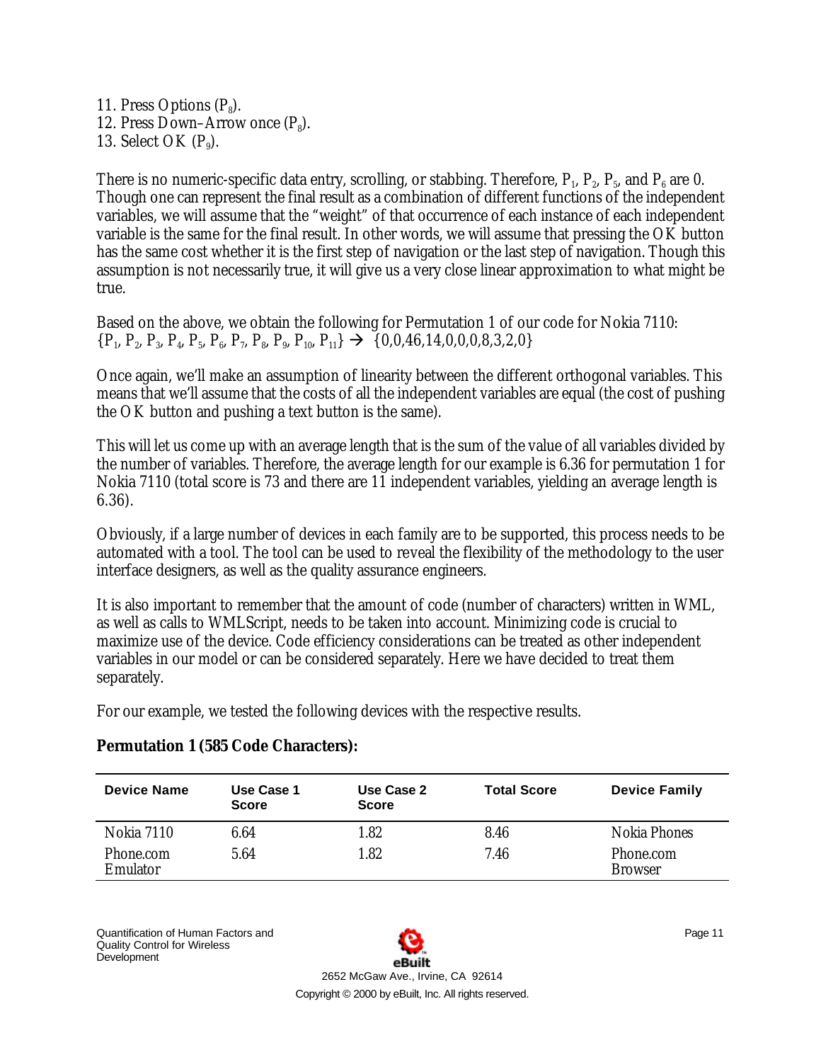11. Press Options ($P_8$).
12. Press Down–Arrow once ($P_8$).
13. Select OK ($P_9$).

There is no numeric-specific data entry, scrolling, or stabbing. Therefore, $P_1$, $P_2$, $P_5$, and $P_6$ are 0. Though one can represent the final result as a combination of different functions of the independent variables, we will assume that the "weight" of that occurrence of each instance of each independent variable is the same for the final result. In other words, we will assume that pressing the OK button has the same cost whether it is the first step of navigation or the last step of navigation. Though this assumption is not necessarily true, it will give us a very close linear approximation to what might be true.

Based on the above, we obtain the following for Permutation 1 of our code for Nokia 7110:
$\{P_1, P_2, P_3, P_4, P_5, P_6, P_7, P_8, P_9, P_{10}, P_{11}\} \rightarrow \{0,0,46,14,0,0,0,8,3,2,0\}$

Once again, we'll make an assumption of linearity between the different orthogonal variables. This means that we'll assume that the costs of all the independent variables are equal (the cost of pushing the OK button and pushing a text button is the same).

This will let us come up with an average length that is the sum of the value of all variables divided by the number of variables. Therefore, the average length for our example is 6.36 for permutation 1 for Nokia 7110 (total score is 73 and there are 11 independent variables, yielding an average length is 6.36).

Obviously, if a large number of devices in each family are to be supported, this process needs to be automated with a tool. The tool can be used to reveal the flexibility of the methodology to the user interface designers, as well as the quality assurance engineers.

It is also important to remember that the amount of code (number of characters) written in WML, as well as calls to WMLScript, needs to be taken into account. Minimizing code is crucial to maximize use of the device. Code efficiency considerations can be treated as other independent variables in our model or can be considered separately. Here we have decided to treat them separately.

For our example, we tested the following devices with the respective results.

**Permutation 1 (585 Code Characters):**

| Device Name | Use Case 1 Score | Use Case 2 Score | Total Score | Device Family |
|---|---|---|---|---|
| Nokia 7110 | 6.64 | 1.82 | 8.46 | Nokia Phones |
| Phone.com Emulator | 5.64 | 1.82 | 7.46 | Phone.com Browser |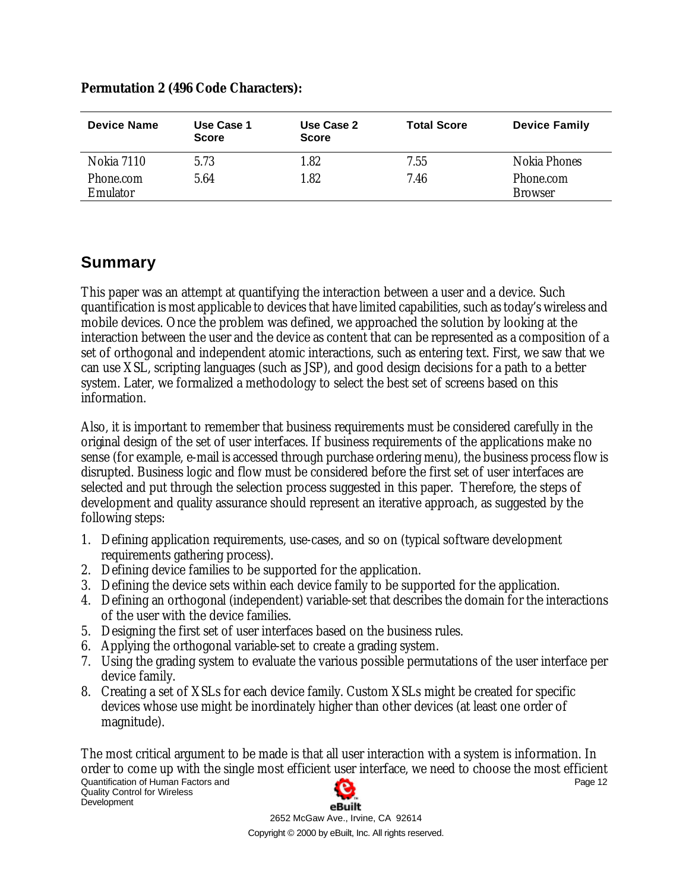**Permutation 2 (496 Code Characters):**

| Device Name | Use Case 1 Score | Use Case 2 Score | Total Score | Device Family |
|---|---|---|---|---|
| Nokia 7110 | 5.73 | 1.82 | 7.55 | Nokia Phones |
| Phone.com Emulator | 5.64 | 1.82 | 7.46 | Phone.com Browser |

## Summary

This paper was an attempt at quantifying the interaction between a user and a device. Such quantification is most applicable to devices that have limited capabilities, such as today's wireless and mobile devices. Once the problem was defined, we approached the solution by looking at the interaction between the user and the device as content that can be represented as a composition of a set of orthogonal and independent atomic interactions, such as entering text. First, we saw that we can use XSL, scripting languages (such as JSP), and good design decisions for a path to a better system. Later, we formalized a methodology to select the best set of screens based on this information.

Also, it is important to remember that business requirements must be considered carefully in the original design of the set of user interfaces. If business requirements of the applications make no sense (for example, e-mail is accessed through purchase ordering menu), the business process flow is disrupted. Business logic and flow must be considered before the first set of user interfaces are selected and put through the selection process suggested in this paper. Therefore, the steps of development and quality assurance should represent an iterative approach, as suggested by the following steps:

1. Defining application requirements, use-cases, and so on (typical software development requirements gathering process).
2. Defining device families to be supported for the application.
3. Defining the device sets within each device family to be supported for the application.
4. Defining an orthogonal (independent) variable-set that describes the domain for the interactions of the user with the device families.
5. Designing the first set of user interfaces based on the business rules.
6. Applying the orthogonal variable-set to create a grading system.
7. Using the grading system to evaluate the various possible permutations of the user interface per device family.
8. Creating a set of XSLs for each device family. Custom XSLs might be created for specific devices whose use might be inordinately higher than other devices (at least one order of magnitude).

The most critical argument to be made is that all user interaction with a system is information. In order to come up with the single most efficient user interface, we need to choose the most efficient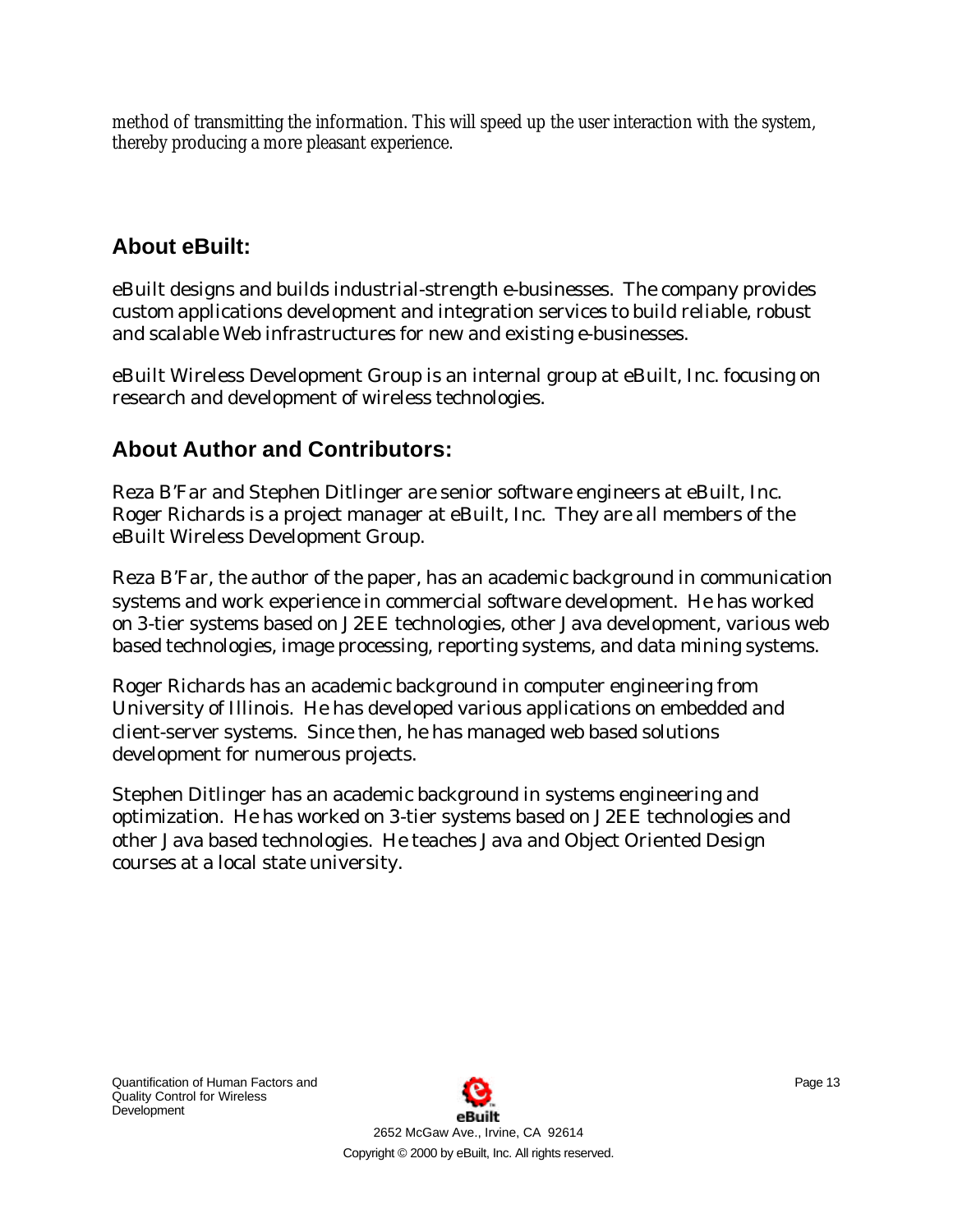method of transmitting the information. This will speed up the user interaction with the system, thereby producing a more pleasant experience.

## About eBuilt:

eBuilt designs and builds industrial-strength e-businesses. The company provides custom applications development and integration services to build reliable, robust and scalable Web infrastructures for new and existing e-businesses.

eBuilt Wireless Development Group is an internal group at eBuilt, Inc. focusing on research and development of wireless technologies.

## About Author and Contributors:

Reza B'Far and Stephen Ditlinger are senior software engineers at eBuilt, Inc. Roger Richards is a project manager at eBuilt, Inc. They are all members of the eBuilt Wireless Development Group.

Reza B'Far, the author of the paper, has an academic background in communication systems and work experience in commercial software development. He has worked on 3-tier systems based on J2EE technologies, other Java development, various web based technologies, image processing, reporting systems, and data mining systems.

Roger Richards has an academic background in computer engineering from University of Illinois. He has developed various applications on embedded and client-server systems. Since then, he has managed web based solutions development for numerous projects.

Stephen Ditlinger has an academic background in systems engineering and optimization. He has worked on 3-tier systems based on J2EE technologies and other Java based technologies. He teaches Java and Object Oriented Design courses at a local state university.